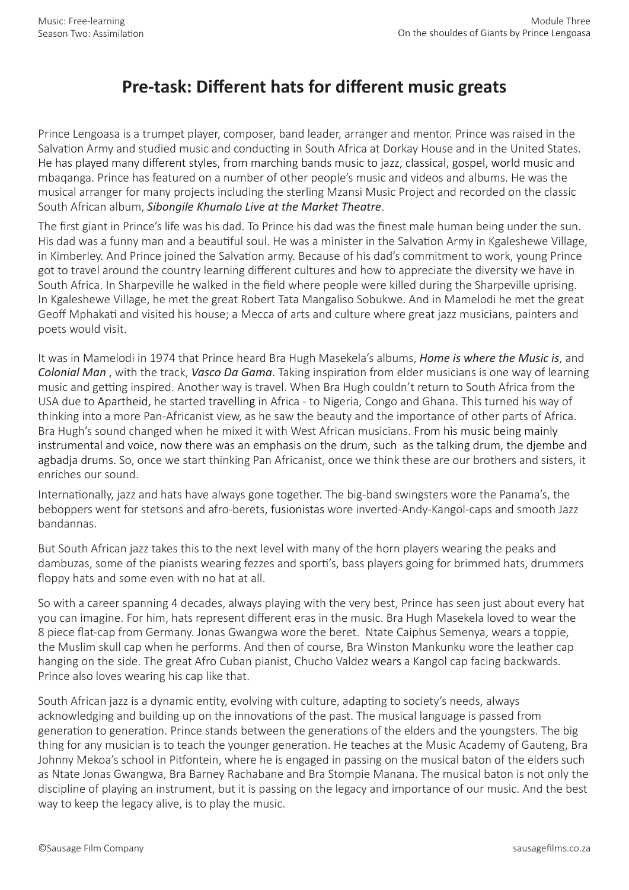# Pre-task: Different hats for different music greats

Prince Lengoasa is a trumpet player, composer, band leader, arranger and mentor. Prince was raised in the Salvation Army and studied music and conducting in South Africa at Dorkay House and in the United States. He has played many different styles, from marching bands music to jazz, classical, gospel, world music and mbaqanga. Prince has featured on a number of other people's music and videos and albums. He was the musical arranger for many projects including the sterling Mzansi Music Project and recorded on the classic South African album, *Sibongile Khumalo Live at the Market Theatre*.

The first giant in Prince's life was his dad. To Prince his dad was the finest male human being under the sun. His dad was a funny man and a beautiful soul. He was a minister in the Salvation Army in Kgaleshewe Village, in Kimberley. And Prince joined the Salvation army. Because of his dad's commitment to work, young Prince got to travel around the country learning different cultures and how to appreciate the diversity we have in South Africa. In Sharpeville he walked in the field where people were killed during the Sharpeville uprising. In Kgaleshewe Village, he met the great Robert Tata Mangaliso Sobukwe. And in Mamelodi he met the great Geoff Mphakati and visited his house; a Mecca of arts and culture where great jazz musicians, painters and poets would visit.

It was in Mamelodi in 1974 that Prince heard Bra Hugh Masekela's albums, ***Home is where the Music is***, and ***Colonial Man*** , with the track, ***Vasco Da Gama***. Taking inspiration from elder musicians is one way of learning music and getting inspired. Another way is travel. When Bra Hugh couldn't return to South Africa from the USA due to Apartheid, he started travelling in Africa - to Nigeria, Congo and Ghana. This turned his way of thinking into a more Pan-Africanist view, as he saw the beauty and the importance of other parts of Africa. Bra Hugh's sound changed when he mixed it with West African musicians. From his music being mainly instrumental and voice, now there was an emphasis on the drum, such as the talking drum, the djembe and agbadja drums. So, once we start thinking Pan Africanist, once we think these are our brothers and sisters, it enriches our sound.

Internationally, jazz and hats have always gone together. The big-band swingsters wore the Panama's, the beboppers went for stetsons and afro-berets, fusionistas wore inverted-Andy-Kangol-caps and smooth Jazz bandannas.

But South African jazz takes this to the next level with many of the horn players wearing the peaks and dambuzas, some of the pianists wearing fezzes and sporti's, bass players going for brimmed hats, drummers floppy hats and some even with no hat at all.

So with a career spanning 4 decades, always playing with the very best, Prince has seen just about every hat you can imagine. For him, hats represent different eras in the music. Bra Hugh Masekela loved to wear the 8 piece flat-cap from Germany. Jonas Gwangwa wore the beret. Ntate Caiphus Semenya, wears a toppie, the Muslim skull cap when he performs. And then of course, Bra Winston Mankunku wore the leather cap hanging on the side. The great Afro Cuban pianist, Chucho Valdez wears a Kangol cap facing backwards. Prince also loves wearing his cap like that.

South African jazz is a dynamic entity, evolving with culture, adapting to society's needs, always acknowledging and building up on the innovations of the past. The musical language is passed from generation to generation. Prince stands between the generations of the elders and the youngsters. The big thing for any musician is to teach the younger generation. He teaches at the Music Academy of Gauteng, Bra Johnny Mekoa's school in Pitfontein, where he is engaged in passing on the musical baton of the elders such as Ntate Jonas Gwangwa, Bra Barney Rachabane and Bra Stompie Manana. The musical baton is not only the discipline of playing an instrument, but it is passing on the legacy and importance of our music. And the best way to keep the legacy alive, is to play the music.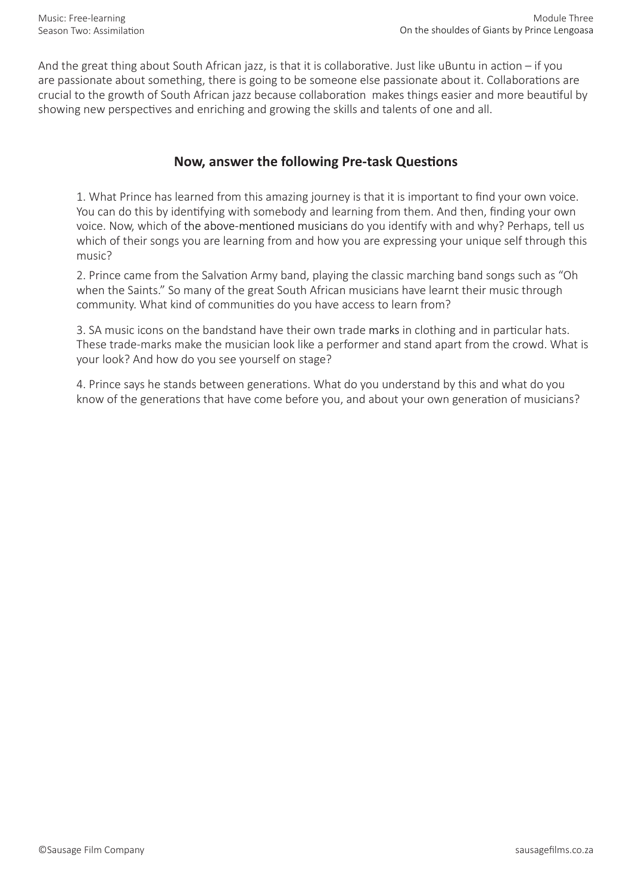And the great thing about South African jazz, is that it is collaborative. Just like uBuntu in action – if you are passionate about something, there is going to be someone else passionate about it. Collaborations are crucial to the growth of South African jazz because collaboration makes things easier and more beautiful by showing new perspectives and enriching and growing the skills and talents of one and all.

## Now, answer the following Pre-task Questions

1. What Prince has learned from this amazing journey is that it is important to find your own voice. You can do this by identifying with somebody and learning from them. And then, finding your own voice. Now, which of the above-mentioned musicians do you identify with and why? Perhaps, tell us which of their songs you are learning from and how you are expressing your unique self through this music?

2. Prince came from the Salvation Army band, playing the classic marching band songs such as "Oh when the Saints." So many of the great South African musicians have learnt their music through community. What kind of communities do you have access to learn from?

3. SA music icons on the bandstand have their own trade marks in clothing and in particular hats. These trade-marks make the musician look like a performer and stand apart from the crowd. What is your look? And how do you see yourself on stage?

4. Prince says he stands between generations. What do you understand by this and what do you know of the generations that have come before you, and about your own generation of musicians?